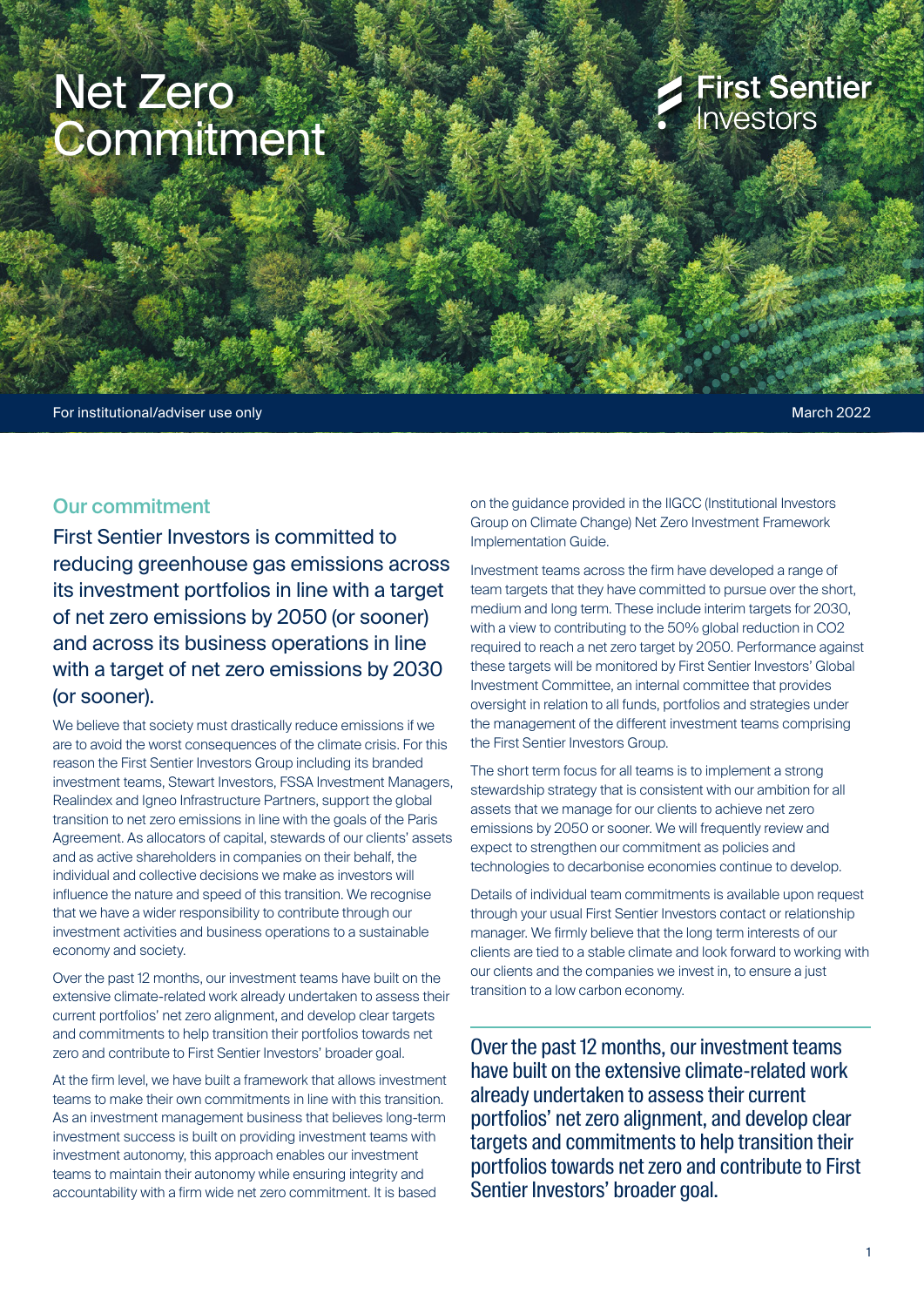# Net Zero Commitment

First Sentier Investors

For institutional/adviser use only

March 2022

## Our commitment

**First Sentier Investors is committed to reducing greenhouse gas emissions across its investment portfolios in line with a target of net zero emissions by 2050 (or sooner) and across its business operations in line with a target of net zero emissions by 2030 (or sooner).**

We believe that society must drastically reduce emissions if we are to avoid the worst consequences of the climate crisis. For this reason the First Sentier Investors Group including its branded investment teams, Stewart Investors, FSSA Investment Managers, Realindex and Igneo Infrastructure Partners, support the global transition to net zero emissions in line with the goals of the Paris Agreement. As allocators of capital, stewards of our clients' assets and as active shareholders in companies on their behalf, the individual and collective decisions we make as investors will influence the nature and speed of this transition. We recognise that we have a wider responsibility to contribute through our investment activities and business operations to a sustainable economy and society.

Over the past 12 months, our investment teams have built on the extensive climate-related work already undertaken to assess their current portfolios' net zero alignment, and develop clear targets and commitments to help transition their portfolios towards net zero and contribute to First Sentier Investors' broader goal.

At the firm level, we have built a framework that allows investment teams to make their own commitments in line with this transition. As an investment management business that believes long-term investment success is built on providing investment teams with investment autonomy, this approach enables our investment teams to maintain their autonomy while ensuring integrity and accountability with a firm wide net zero commitment. It is based on the guidance provided in the IIGCC (Institutional Investors Group on Climate Change) Net Zero Investment Framework Implementation Guide.

Investment teams across the firm have developed a range of team targets that they have committed to pursue over the short, medium and long term. These include interim targets for 2030, with a view to contributing to the 50% global reduction in CO2 required to reach a net zero target by 2050. Performance against these targets will be monitored by First Sentier Investors' Global Investment Committee, an internal committee that provides oversight in relation to all funds, portfolios and strategies under the management of the different investment teams comprising the First Sentier Investors Group.

The short term focus for all teams is to implement a strong stewardship strategy that is consistent with our ambition for all assets that we manage for our clients to achieve net zero emissions by 2050 or sooner. We will frequently review and expect to strengthen our commitment as policies and technologies to decarbonise economies continue to develop.

Details of individual team commitments is available upon request through your usual First Sentier Investors contact or relationship manager. We firmly believe that the long term interests of our clients are tied to a stable climate and look forward to working with our clients and the companies we invest in, to ensure a just transition to a low carbon economy.

> Over the past 12 months, our investment teams have built on the extensive climate-related work already undertaken to assess their current portfolios' net zero alignment, and develop clear targets and commitments to help transition their portfolios towards net zero and contribute to First Sentier Investors' broader goal.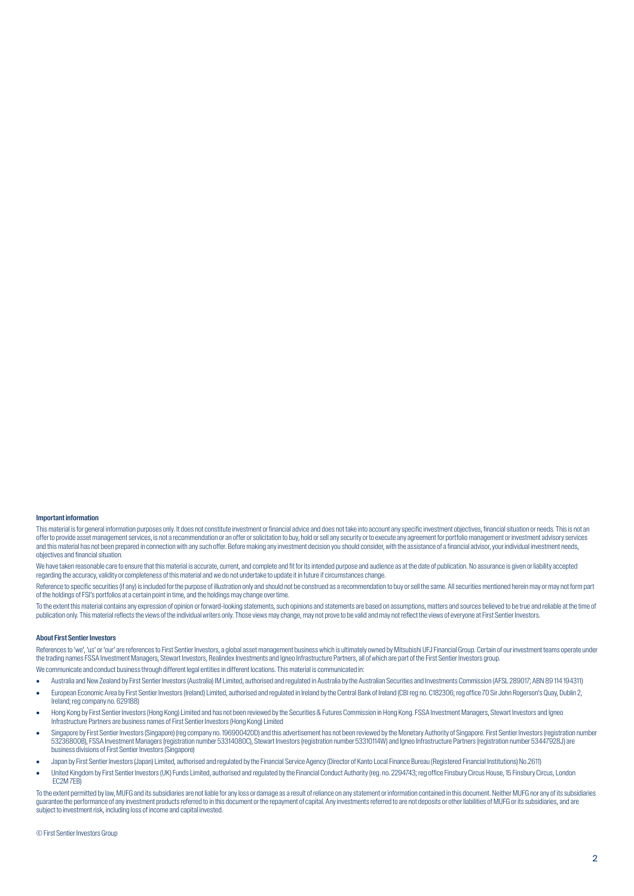#### Important information

This material is for general information purposes only. It does not constitute investment or financial advice and does not take into account any specific investment objectives, financial situation or needs. This is not an offer to provide asset management services, is not a recommendation or an offer or solicitation to buy, hold or sell any security or to execute any agreement for portfolio management or investment advisory services and this material has not been prepared in connection with any such offer. Before making any investment decision you should consider, with the assistance of a financial advisor, your individual investment needs, objectives and financial situation.

We have taken reasonable care to ensure that this material is accurate, current, and complete and fit for its intended purpose and audience as at the date of publication. No assurance is given or liability accepted regarding the accuracy, validity or completeness of this material and we do not undertake to update it in future if circumstances change.

Reference to specific securities (if any) is included for the purpose of illustration only and should not be construed as a recommendation to buy or sell the same. All securities mentioned herein may or may not form part of the holdings of FSI's portfolios at a certain point in time, and the holdings may change over time.

To the extent this material contains any expression of opinion or forward-looking statements, such opinions and statements are based on assumptions, matters and sources believed to be true and reliable at the time of publication only. This material reflects the views of the individual writers only. Those views may change, may not prove to be valid and may not reflect the views of everyone at First Sentier Investors.

#### About First Sentier Investors

References to 'we', 'us' or 'our' are references to First Sentier Investors, a global asset management business which is ultimately owned by Mitsubishi UFJ Financial Group. Certain of our investment teams operate under the trading names FSSA Investment Managers, Stewart Investors, Realindex Investments and Igneo Infrastructure Partners, all of which are part of the First Sentier Investors group.

We communicate and conduct business through different legal entities in different locations. This material is communicated in:

- Australia and New Zealand by First Sentier Investors (Australia) IM Limited, authorised and regulated in Australia by the Australian Securities and Investments Commission (AFSL 289017; ABN 89 114 194311)
- European Economic Area by First Sentier Investors (Ireland) Limited, authorised and regulated in Ireland by the Central Bank of Ireland (CBI reg no. C182306; reg office 70 Sir John Rogerson's Quay, Dublin 2, Ireland; reg company no. 629188)
- Hong Kong by First Sentier Investors (Hong Kong) Limited and has not been reviewed by the Securities & Futures Commission in Hong Kong. FSSA Investment Managers, Stewart Investors and Igneo Infrastructure Partners are business names of First Sentier Investors (Hong Kong) Limited
- Singapore by First Sentier Investors (Singapore) (reg company no. 196900420D) and this advertisement has not been reviewed by the Monetary Authority of Singapore. First Sentier Investors (registration number 53236800B), FSSA Investment Managers (registration number 53314080C), Stewart Investors (registration number 53310114W) and Igneo Infrastructure Partners (registration number 53447928J) are business divisions of First Sentier Investors (Singapore)
- Japan by First Sentier Investors (Japan) Limited, authorised and regulated by the Financial Service Agency (Director of Kanto Local Finance Bureau (Registered Financial Institutions) No.2611)
- United Kingdom by First Sentier Investors (UK) Funds Limited, authorised and regulated by the Financial Conduct Authority (reg. no. 2294743; reg office Finsbury Circus House, 15 Finsbury Circus, London EC2M 7EB)

To the extent permitted by law, MUFG and its subsidiaries are not liable for any loss or damage as a result of reliance on any statement or information contained in this document. Neither MUFG nor any of its subsidiaries guarantee the performance of any investment products referred to in this document or the repayment of capital. Any investments referred to are not deposits or other liabilities of MUFG or its subsidiaries, and are subject to investment risk, including loss of income and capital invested.

© First Sentier Investors Group